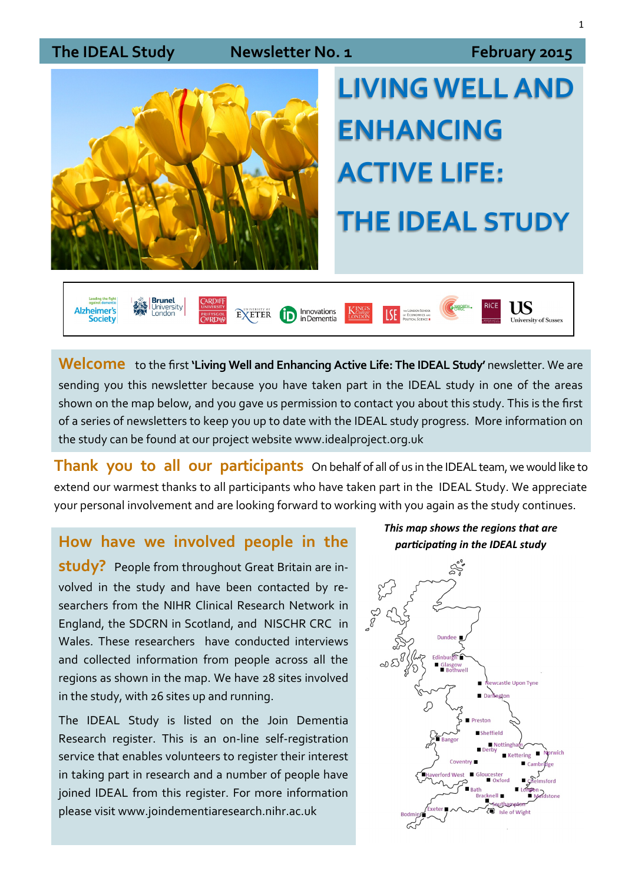The IDEAL Study Newsletter No. 1 February 2015

# LIVING WELL AND ENHANCING ACTIVE LIFE: THE IDEAL STUDY

**Welcome** to the first **'Living Well and Enhancing Active Life: The IDEAL Study'** newsletter. We are sending you this newsletter because you have taken part in the IDEAL study in one of the areas shown on the map below, and you gave us permission to contact you about this study. This is the first of a series of newsletters to keep you up to date with the IDEAL study progress. More information on the study can be found at our project website www.idealproject.org.uk

**Thank you to all our participants** On behalf of all of us in the IDEAL team, we would like to extend our warmest thanks to all participants who have taken part in the IDEAL Study. We appreciate your personal involvement and are looking forward to working with you again as the study continues.

**How have we involved people in the study?** People from throughout Great Britain are involved in the study and have been contacted by researchers from the NIHR Clinical Research Network in England, the SDCRN in Scotland, and NISCHR CRC in Wales. These researchers have conducted interviews and collected information from people across all the regions as shown in the map. We have 28 sites involved in the study, with 26 sites up and running.

The IDEAL Study is listed on the Join Dementia Research register. This is an on-line self-registration service that enables volunteers to register their interest in taking part in research and a number of people have joined IDEAL from this register. For more information please visit www.joindementiaresearch.nihr.ac.uk

***This map shows the regions that are participating in the IDEAL study***

Dundee, Edinburgh, Glasgow, Bothwell, Newcastle Upon Tyne, Darlington, Preston, Sheffield, Bangor, Nottingham, Derby, Norwich, Kettering, Coventry, Cambridge, Haverford West, Gloucester, Oxford, Chelmsford, Bath, London, Bracknell, Maidstone, Southampton, Exeter, Isle of Wight, Bodmin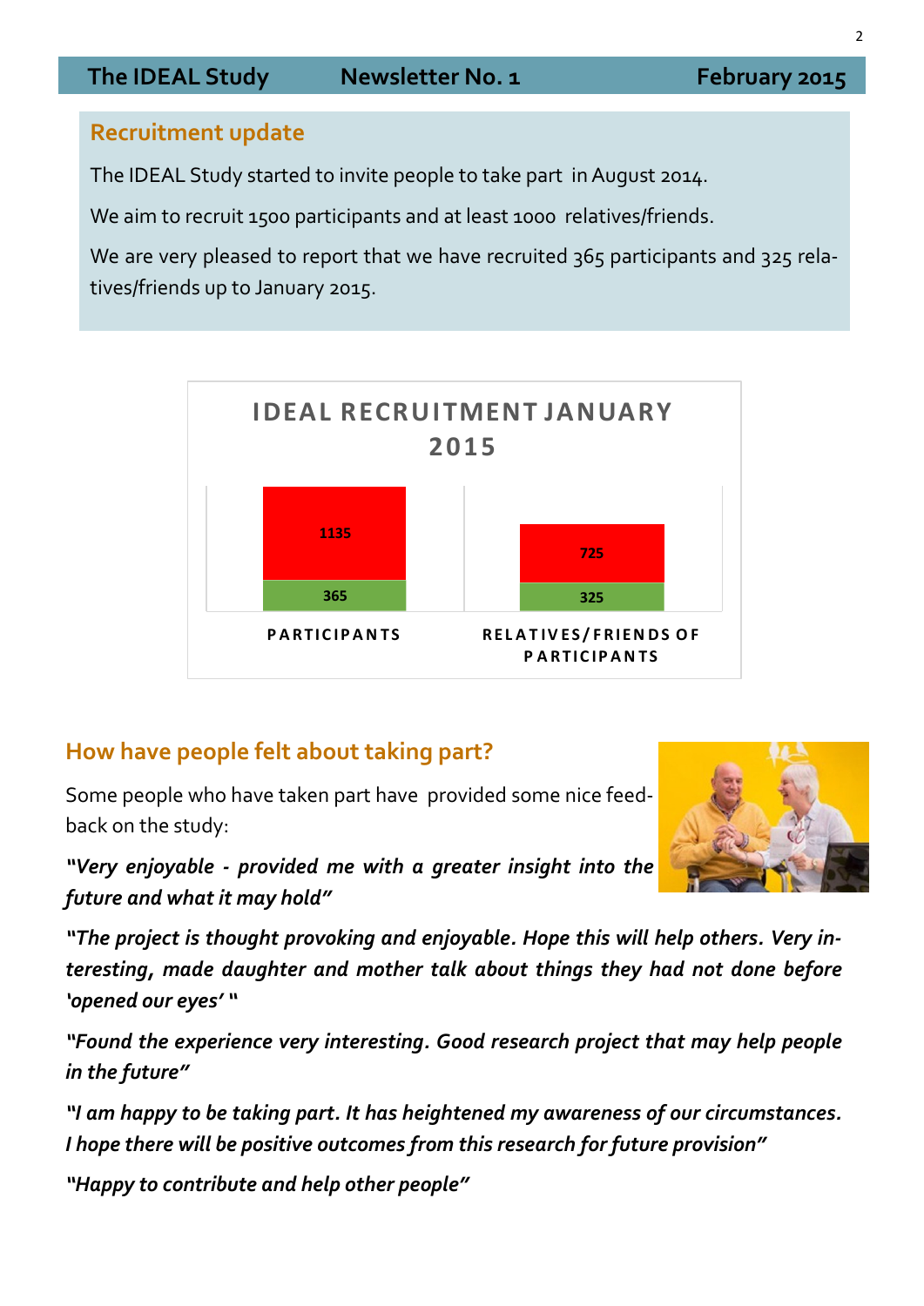## Recruitment update

The IDEAL Study started to invite people to take part in August 2014.

We aim to recruit 1500 participants and at least 1000 relatives/friends.

We are very pleased to report that we have recruited 365 participants and 325 relatives/friends up to January 2015.

**IDEAL RECRUITMENT JANUARY 2015**

| | PARTICIPANTS | RELATIVES/FRIENDS OF PARTICIPANTS |
|---|---|---|
| Remaining | 1135 | 725 |
| Recruited | 365 | 325 |

## How have people felt about taking part?

Some people who have taken part have provided some nice feedback on the study:

*"Very enjoyable - provided me with a greater insight into the future and what it may hold"*

*"The project is thought provoking and enjoyable. Hope this will help others. Very interesting, made daughter and mother talk about things they had not done before 'opened our eyes' "*

*"Found the experience very interesting. Good research project that may help people in the future"*

*"I am happy to be taking part. It has heightened my awareness of our circumstances. I hope there will be positive outcomes from this research for future provision"*

*"Happy to contribute and help other people"*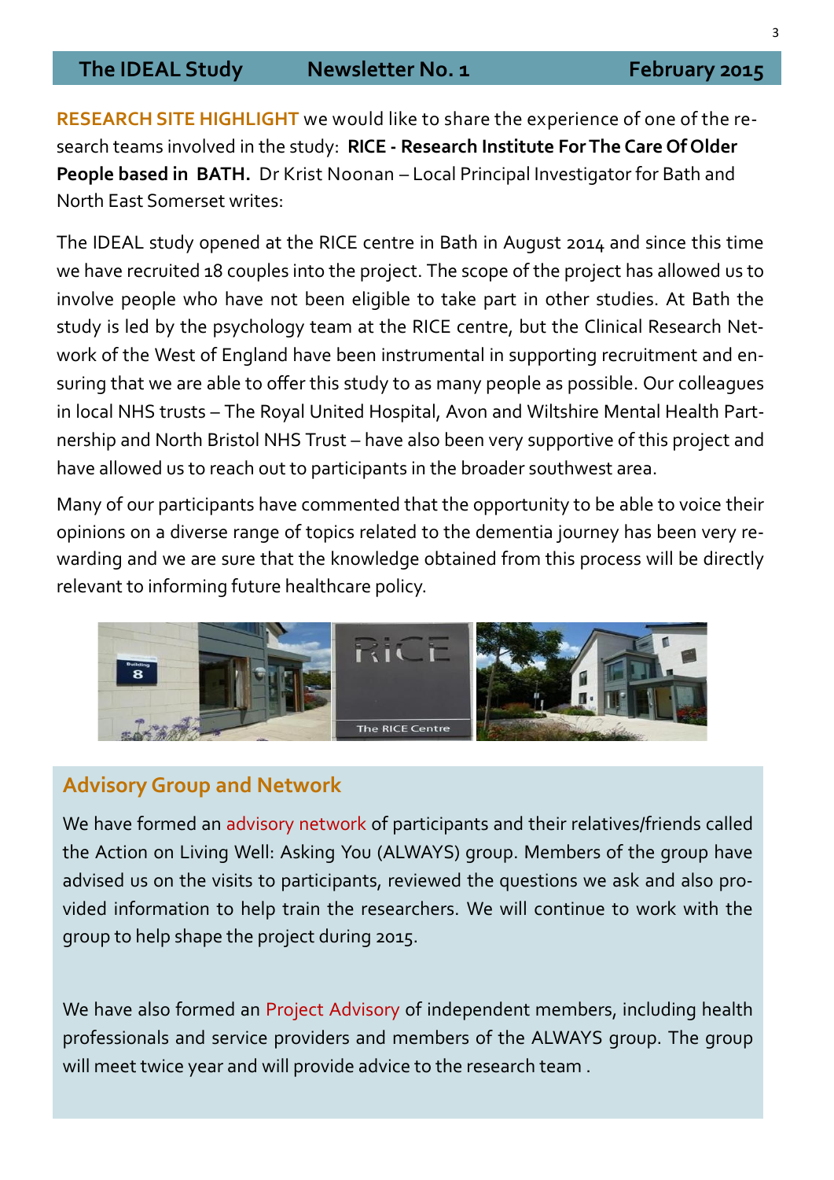**RESEARCH SITE HIGHLIGHT** we would like to share the experience of one of the research teams involved in the study: **RICE - Research Institute For The Care Of Older People based in BATH.** Dr Krist Noonan – Local Principal Investigator for Bath and North East Somerset writes:

The IDEAL study opened at the RICE centre in Bath in August 2014 and since this time we have recruited 18 couples into the project. The scope of the project has allowed us to involve people who have not been eligible to take part in other studies. At Bath the study is led by the psychology team at the RICE centre, but the Clinical Research Network of the West of England have been instrumental in supporting recruitment and ensuring that we are able to offer this study to as many people as possible. Our colleagues in local NHS trusts – The Royal United Hospital, Avon and Wiltshire Mental Health Partnership and North Bristol NHS Trust – have also been very supportive of this project and have allowed us to reach out to participants in the broader southwest area.

Many of our participants have commented that the opportunity to be able to voice their opinions on a diverse range of topics related to the dementia journey has been very rewarding and we are sure that the knowledge obtained from this process will be directly relevant to informing future healthcare policy.

## Advisory Group and Network

We have formed an advisory network of participants and their relatives/friends called the Action on Living Well: Asking You (ALWAYS) group. Members of the group have advised us on the visits to participants, reviewed the questions we ask and also provided information to help train the researchers. We will continue to work with the group to help shape the project during 2015.

We have also formed an Project Advisory of independent members, including health professionals and service providers and members of the ALWAYS group. The group will meet twice year and will provide advice to the research team .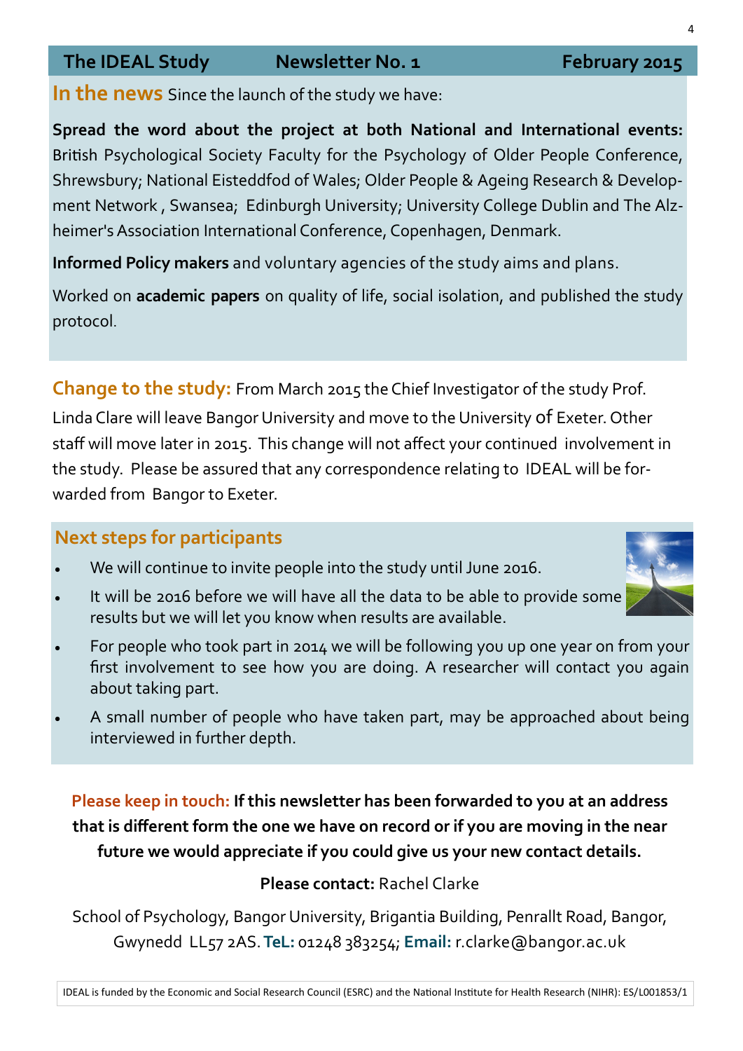**The IDEAL Study** **Newsletter No. 1** **February 2015**

## In the news

Since the launch of the study we have:

**Spread the word about the project at both National and International events:** British Psychological Society Faculty for the Psychology of Older People Conference, Shrewsbury; National Eisteddfod of Wales; Older People & Ageing Research & Development Network , Swansea; Edinburgh University; University College Dublin and The Alzheimer's Association International Conference, Copenhagen, Denmark.

**Informed Policy makers** and voluntary agencies of the study aims and plans.

Worked on **academic papers** on quality of life, social isolation, and published the study protocol.

## Change to the study:

From March 2015 the Chief Investigator of the study Prof. Linda Clare will leave Bangor University and move to the University of Exeter. Other staff will move later in 2015. This change will not affect your continued involvement in the study. Please be assured that any correspondence relating to IDEAL will be forwarded from Bangor to Exeter.

## Next steps for participants

- We will continue to invite people into the study until June 2016.
- It will be 2016 before we will have all the data to be able to provide some results but we will let you know when results are available.
- For people who took part in 2014 we will be following you up one year on from your first involvement to see how you are doing. A researcher will contact you again about taking part.
- A small number of people who have taken part, may be approached about being interviewed in further depth.

**Please keep in touch: If this newsletter has been forwarded to you at an address that is different form the one we have on record or if you are moving in the near future we would appreciate if you could give us your new contact details.**

**Please contact:** Rachel Clarke

School of Psychology, Bangor University, Brigantia Building, Penrallt Road, Bangor, Gwynedd LL57 2AS. **TeL:** 01248 383254; **Email:** r.clarke@bangor.ac.uk

IDEAL is funded by the Economic and Social Research Council (ESRC) and the National Institute for Health Research (NIHR): ES/L001853/1